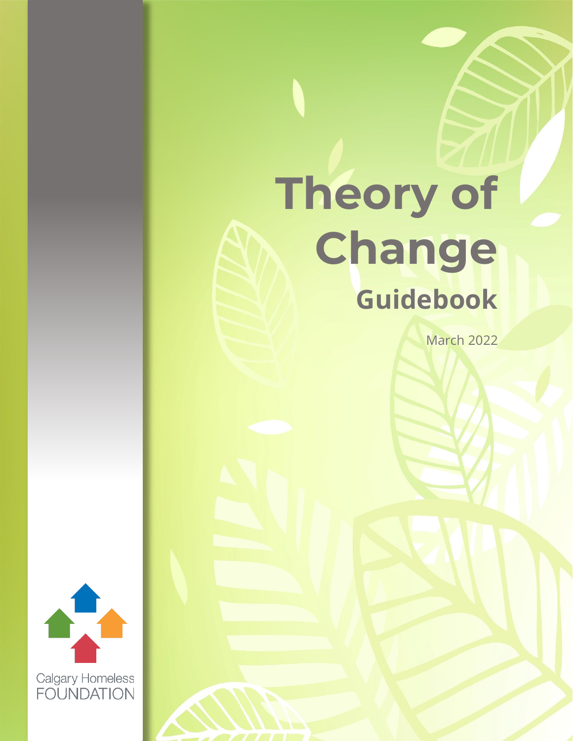# Theory of Change

## Guidebook

March 2022

Calgary Homeless FOUNDATION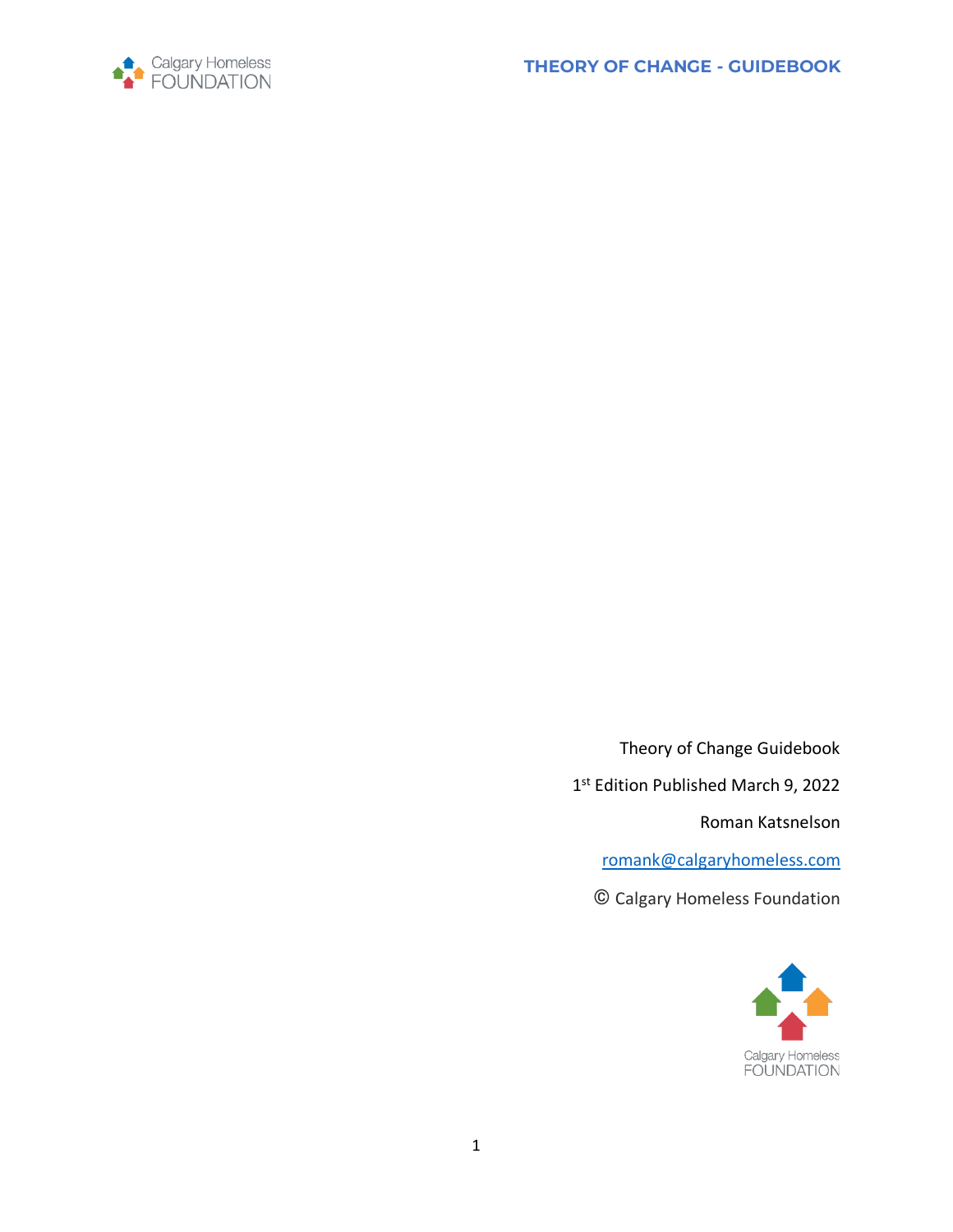Theory of Change Guidebook

1st Edition Published March 9, 2022

Roman Katsnelson

romank@calgaryhomeless.com

© Calgary Homeless Foundation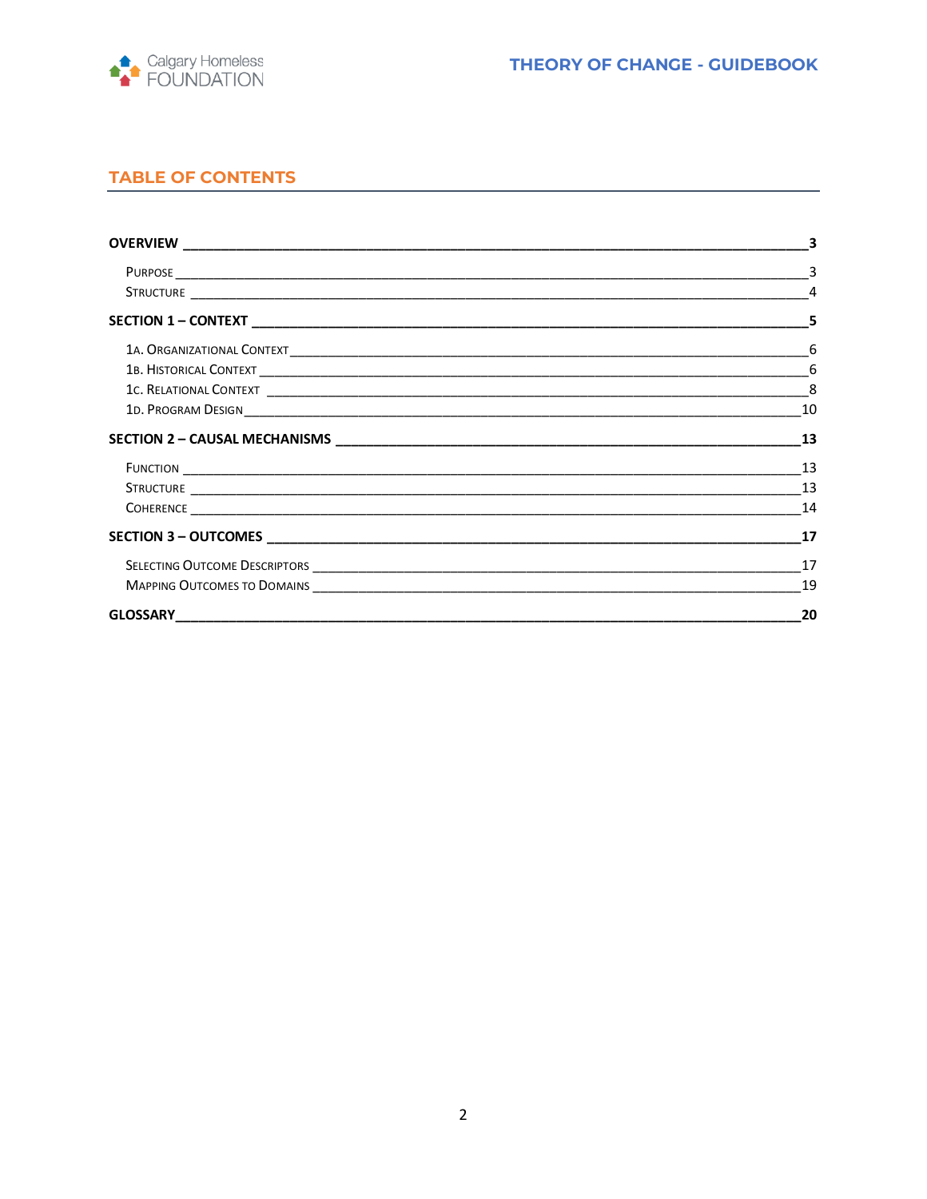## TABLE OF CONTENTS

**OVERVIEW** — 3

- Purpose — 3
- Structure — 4

**SECTION 1 – CONTEXT** — 5

- 1a. Organizational Context — 6
- 1b. Historical Context — 6
- 1c. Relational Context — 8
- 1d. Program Design — 10

**SECTION 2 – CAUSAL MECHANISMS** — 13

- Function — 13
- Structure — 13
- Coherence — 14

**SECTION 3 – OUTCOMES** — 17

- Selecting Outcome Descriptors — 17
- Mapping Outcomes to Domains — 19

**GLOSSARY** — 20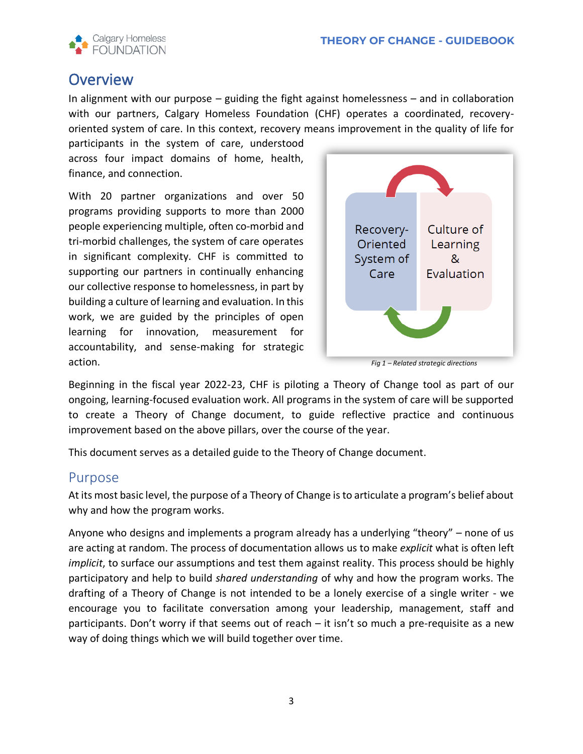## Overview

In alignment with our purpose – guiding the fight against homelessness – and in collaboration with our partners, Calgary Homeless Foundation (CHF) operates a coordinated, recovery-oriented system of care. In this context, recovery means improvement in the quality of life for participants in the system of care, understood across four impact domains of home, health, finance, and connection.

With 20 partner organizations and over 50 programs providing supports to more than 2000 people experiencing multiple, often co-morbid and tri-morbid challenges, the system of care operates in significant complexity. CHF is committed to supporting our partners in continually enhancing our collective response to homelessness, in part by building a culture of learning and evaluation. In this work, we are guided by the principles of open learning for innovation, measurement for accountability, and sense-making for strategic action.

Recovery-Oriented System of Care

Culture of Learning & Evaluation

*Fig 1 – Related strategic directions*

Beginning in the fiscal year 2022-23, CHF is piloting a Theory of Change tool as part of our ongoing, learning-focused evaluation work. All programs in the system of care will be supported to create a Theory of Change document, to guide reflective practice and continuous improvement based on the above pillars, over the course of the year.

This document serves as a detailed guide to the Theory of Change document.

### Purpose

At its most basic level, the purpose of a Theory of Change is to articulate a program's belief about why and how the program works.

Anyone who designs and implements a program already has a underlying "theory" – none of us are acting at random. The process of documentation allows us to make *explicit* what is often left *implicit*, to surface our assumptions and test them against reality. This process should be highly participatory and help to build *shared understanding* of why and how the program works. The drafting of a Theory of Change is not intended to be a lonely exercise of a single writer - we encourage you to facilitate conversation among your leadership, management, staff and participants. Don't worry if that seems out of reach – it isn't so much a pre-requisite as a new way of doing things which we will build together over time.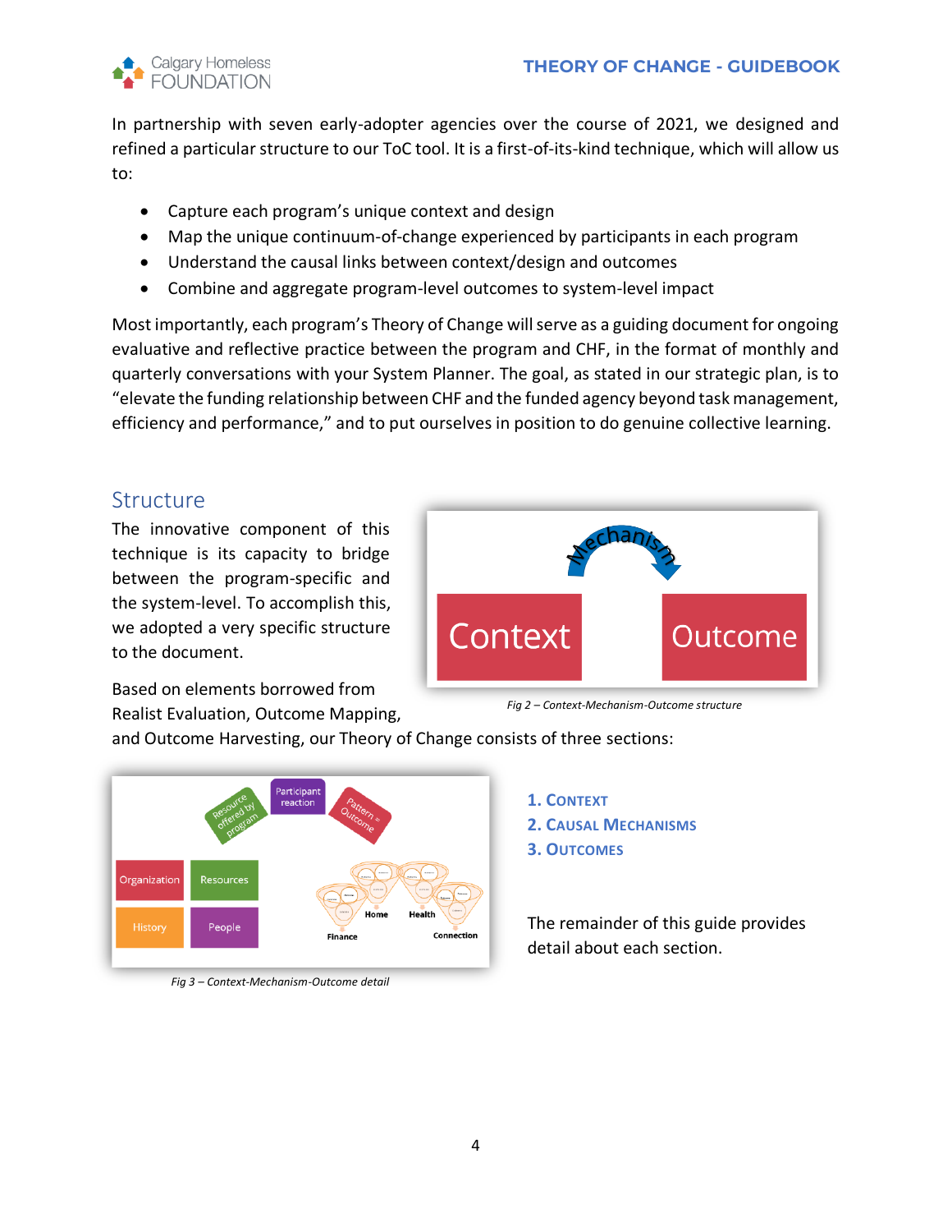In partnership with seven early-adopter agencies over the course of 2021, we designed and refined a particular structure to our ToC tool. It is a first-of-its-kind technique, which will allow us to:

- Capture each program's unique context and design
- Map the unique continuum-of-change experienced by participants in each program
- Understand the causal links between context/design and outcomes
- Combine and aggregate program-level outcomes to system-level impact

Most importantly, each program's Theory of Change will serve as a guiding document for ongoing evaluative and reflective practice between the program and CHF, in the format of monthly and quarterly conversations with your System Planner. The goal, as stated in our strategic plan, is to "elevate the funding relationship between CHF and the funded agency beyond task management, efficiency and performance," and to put ourselves in position to do genuine collective learning.

## Structure

The innovative component of this technique is its capacity to bridge between the program-specific and the system-level. To accomplish this, we adopted a very specific structure to the document.

*Fig 2 – Context-Mechanism-Outcome structure*

Based on elements borrowed from Realist Evaluation, Outcome Mapping, and Outcome Harvesting, our Theory of Change consists of three sections:

*Fig 3 – Context-Mechanism-Outcome detail*

1. **Context**
2. **Causal Mechanisms**
3. **Outcomes**

The remainder of this guide provides detail about each section.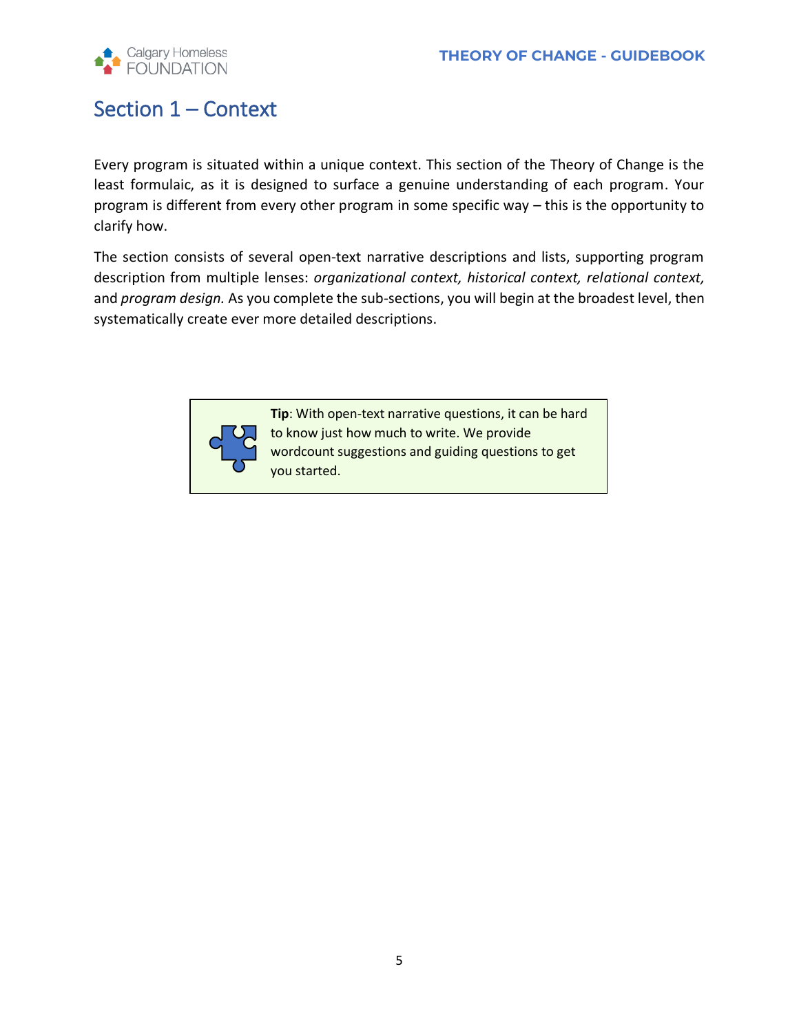# Section 1 – Context

Every program is situated within a unique context. This section of the Theory of Change is the least formulaic, as it is designed to surface a genuine understanding of each program. Your program is different from every other program in some specific way – this is the opportunity to clarify how.

The section consists of several open-text narrative descriptions and lists, supporting program description from multiple lenses: *organizational context, historical context, relational context,* and *program design.* As you complete the sub-sections, you will begin at the broadest level, then systematically create ever more detailed descriptions.

> **Tip**: With open-text narrative questions, it can be hard to know just how much to write. We provide wordcount suggestions and guiding questions to get you started.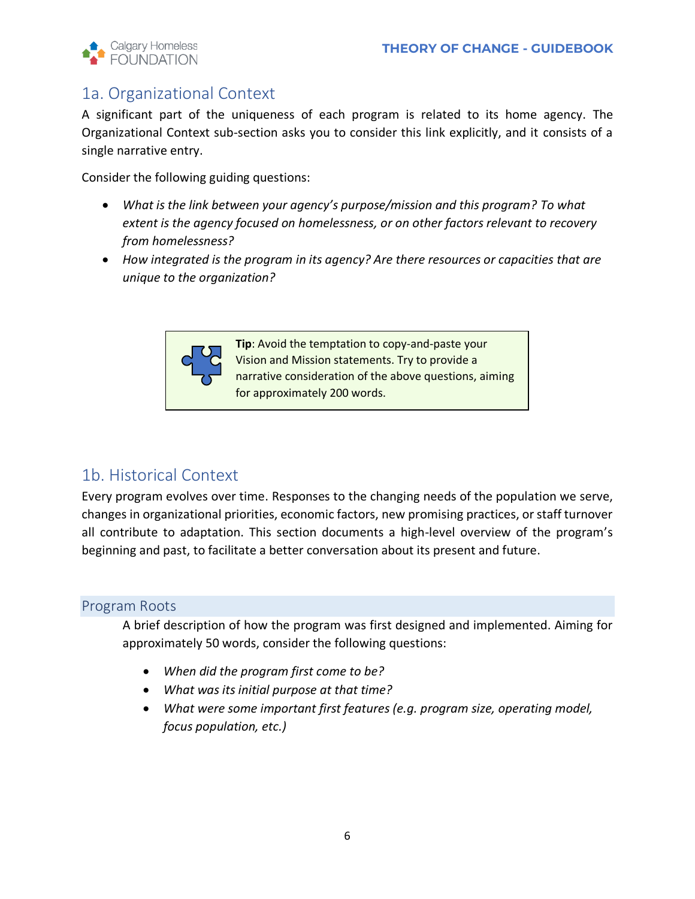## 1a. Organizational Context

A significant part of the uniqueness of each program is related to its home agency. The Organizational Context sub-section asks you to consider this link explicitly, and it consists of a single narrative entry.

Consider the following guiding questions:

- *What is the link between your agency's purpose/mission and this program? To what extent is the agency focused on homelessness, or on other factors relevant to recovery from homelessness?*
- *How integrated is the program in its agency? Are there resources or capacities that are unique to the organization?*

> **Tip**: Avoid the temptation to copy-and-paste your Vision and Mission statements. Try to provide a narrative consideration of the above questions, aiming for approximately 200 words.

## 1b. Historical Context

Every program evolves over time. Responses to the changing needs of the population we serve, changes in organizational priorities, economic factors, new promising practices, or staff turnover all contribute to adaptation. This section documents a high-level overview of the program's beginning and past, to facilitate a better conversation about its present and future.

### Program Roots

A brief description of how the program was first designed and implemented. Aiming for approximately 50 words, consider the following questions:

- *When did the program first come to be?*
- *What was its initial purpose at that time?*
- *What were some important first features (e.g. program size, operating model, focus population, etc.)*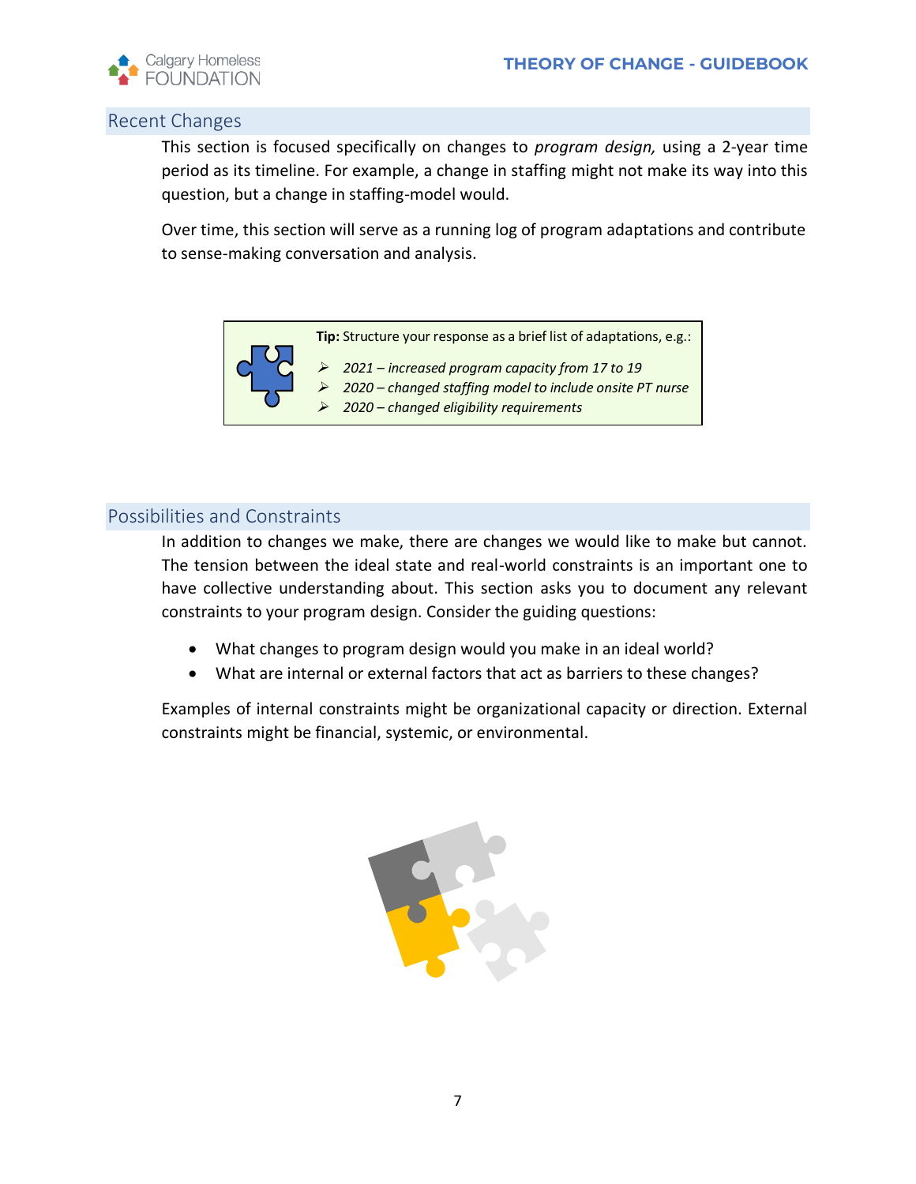## Recent Changes

This section is focused specifically on changes to *program design,* using a 2-year time period as its timeline. For example, a change in staffing might not make its way into this question, but a change in staffing-model would.

Over time, this section will serve as a running log of program adaptations and contribute to sense-making conversation and analysis.

> **Tip:** Structure your response as a brief list of adaptations, e.g.:
>
> - *2021 – increased program capacity from 17 to 19*
> - *2020 – changed staffing model to include onsite PT nurse*
> - *2020 – changed eligibility requirements*

## Possibilities and Constraints

In addition to changes we make, there are changes we would like to make but cannot. The tension between the ideal state and real-world constraints is an important one to have collective understanding about. This section asks you to document any relevant constraints to your program design. Consider the guiding questions:

- What changes to program design would you make in an ideal world?
- What are internal or external factors that act as barriers to these changes?

Examples of internal constraints might be organizational capacity or direction. External constraints might be financial, systemic, or environmental.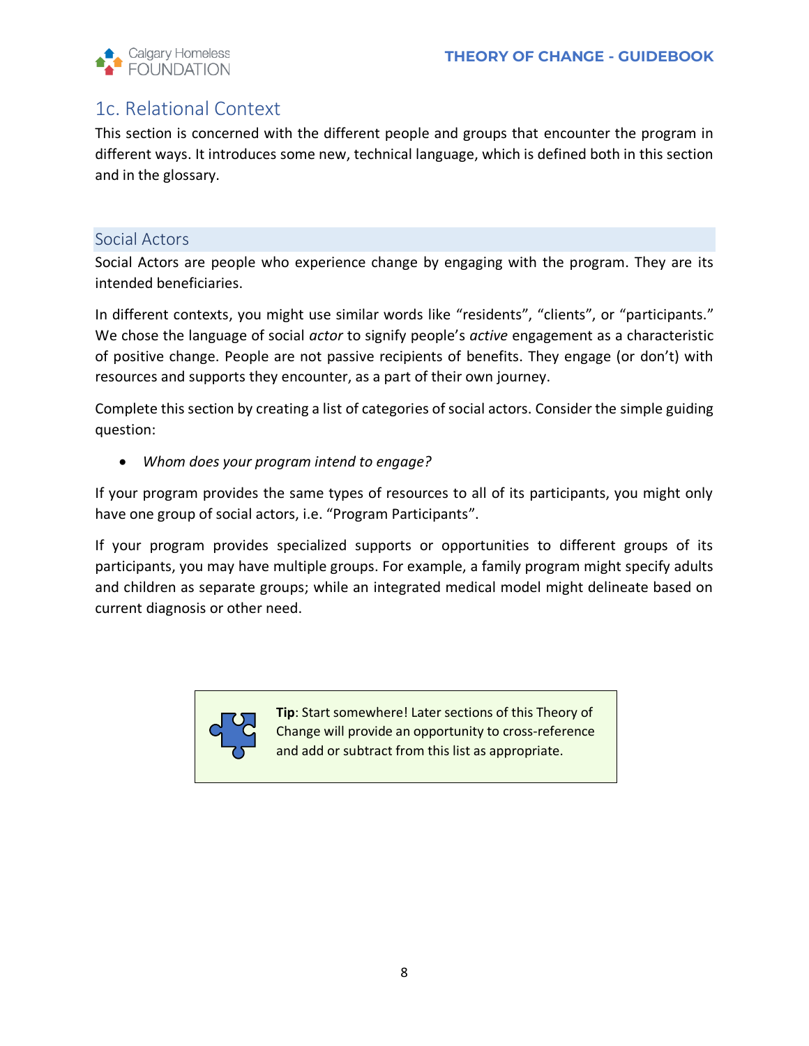## 1c. Relational Context

This section is concerned with the different people and groups that encounter the program in different ways. It introduces some new, technical language, which is defined both in this section and in the glossary.

### Social Actors

Social Actors are people who experience change by engaging with the program. They are its intended beneficiaries.

In different contexts, you might use similar words like “residents”, “clients”, or “participants.” We chose the language of social *actor* to signify people’s *active* engagement as a characteristic of positive change. People are not passive recipients of benefits. They engage (or don’t) with resources and supports they encounter, as a part of their own journey.

Complete this section by creating a list of categories of social actors. Consider the simple guiding question:

- *Whom does your program intend to engage?*

If your program provides the same types of resources to all of its participants, you might only have one group of social actors, i.e. “Program Participants”.

If your program provides specialized supports or opportunities to different groups of its participants, you may have multiple groups. For example, a family program might specify adults and children as separate groups; while an integrated medical model might delineate based on current diagnosis or other need.

> **Tip**: Start somewhere! Later sections of this Theory of Change will provide an opportunity to cross-reference and add or subtract from this list as appropriate.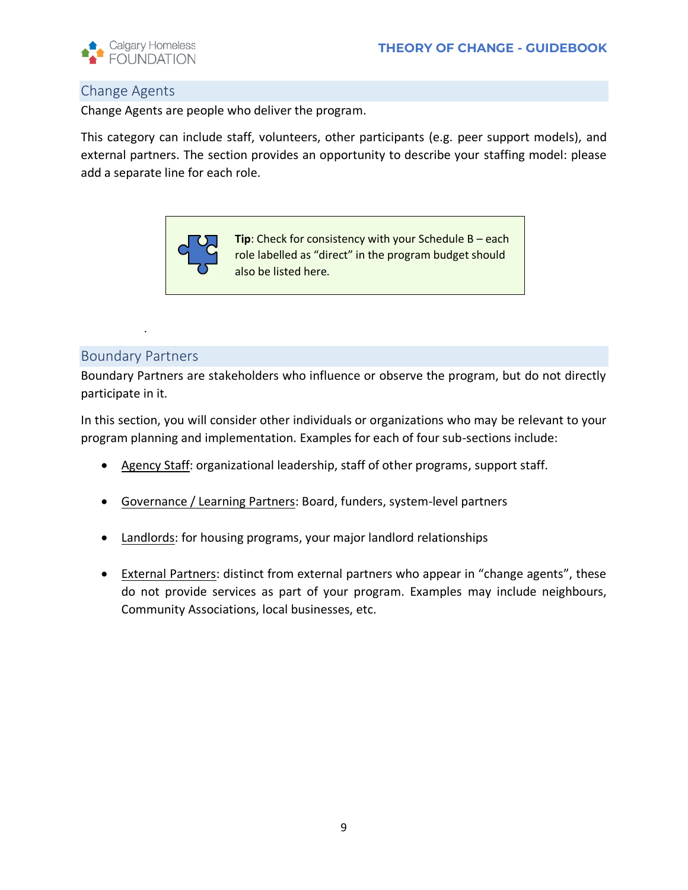## Change Agents

Change Agents are people who deliver the program.

This category can include staff, volunteers, other participants (e.g. peer support models), and external partners. The section provides an opportunity to describe your staffing model: please add a separate line for each role.

> **Tip**: Check for consistency with your Schedule B – each role labelled as "direct" in the program budget should also be listed here.

## Boundary Partners

Boundary Partners are stakeholders who influence or observe the program, but do not directly participate in it.

In this section, you will consider other individuals or organizations who may be relevant to your program planning and implementation. Examples for each of four sub-sections include:

- Agency Staff: organizational leadership, staff of other programs, support staff.
- Governance / Learning Partners: Board, funders, system-level partners
- Landlords: for housing programs, your major landlord relationships
- External Partners: distinct from external partners who appear in "change agents", these do not provide services as part of your program. Examples may include neighbours, Community Associations, local businesses, etc.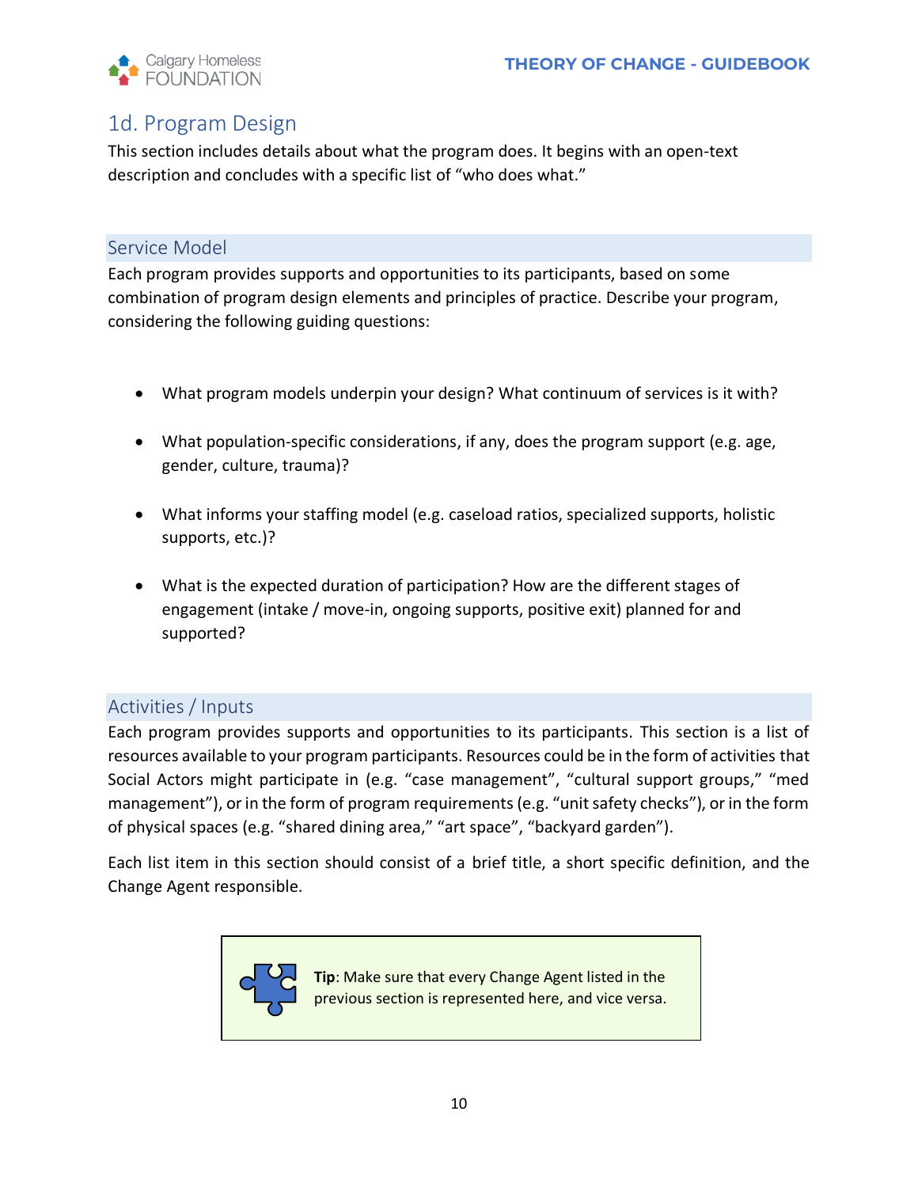## 1d. Program Design

This section includes details about what the program does. It begins with an open-text description and concludes with a specific list of "who does what."

### Service Model

Each program provides supports and opportunities to its participants, based on some combination of program design elements and principles of practice. Describe your program, considering the following guiding questions:

- What program models underpin your design? What continuum of services is it with?
- What population-specific considerations, if any, does the program support (e.g. age, gender, culture, trauma)?
- What informs your staffing model (e.g. caseload ratios, specialized supports, holistic supports, etc.)?
- What is the expected duration of participation? How are the different stages of engagement (intake / move-in, ongoing supports, positive exit) planned for and supported?

### Activities / Inputs

Each program provides supports and opportunities to its participants. This section is a list of resources available to your program participants. Resources could be in the form of activities that Social Actors might participate in (e.g. "case management", "cultural support groups," "med management"), or in the form of program requirements (e.g. "unit safety checks"), or in the form of physical spaces (e.g. "shared dining area," "art space", "backyard garden").

Each list item in this section should consist of a brief title, a short specific definition, and the Change Agent responsible.

> **Tip**: Make sure that every Change Agent listed in the previous section is represented here, and vice versa.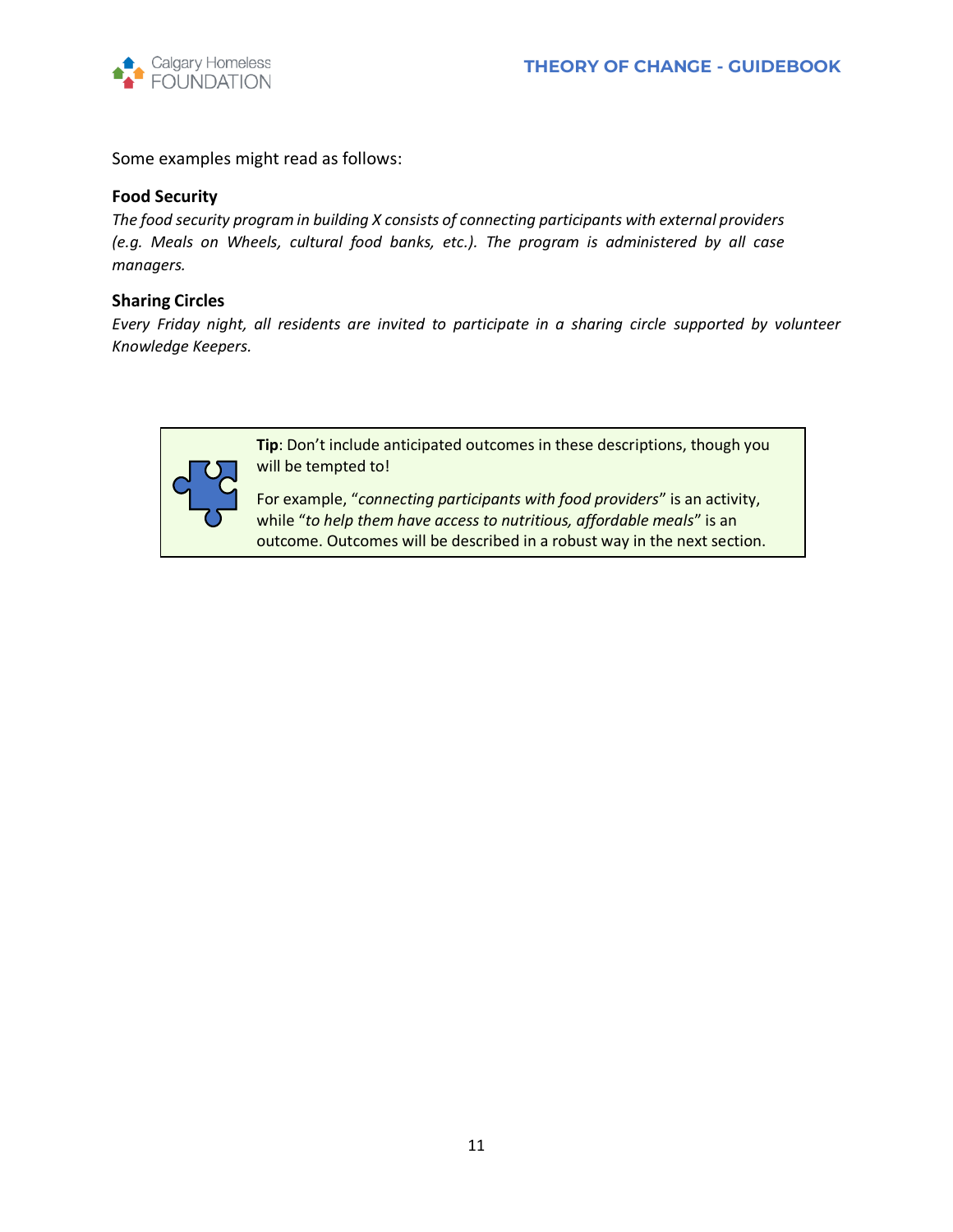Some examples might read as follows:

**Food Security**

*The food security program in building X consists of connecting participants with external providers (e.g. Meals on Wheels, cultural food banks, etc.). The program is administered by all case managers.*

**Sharing Circles**

*Every Friday night, all residents are invited to participate in a sharing circle supported by volunteer Knowledge Keepers.*

> **Tip**: Don't include anticipated outcomes in these descriptions, though you will be tempted to!
>
> For example, "*connecting participants with food providers*" is an activity, while "*to help them have access to nutritious, affordable meals*" is an outcome. Outcomes will be described in a robust way in the next section.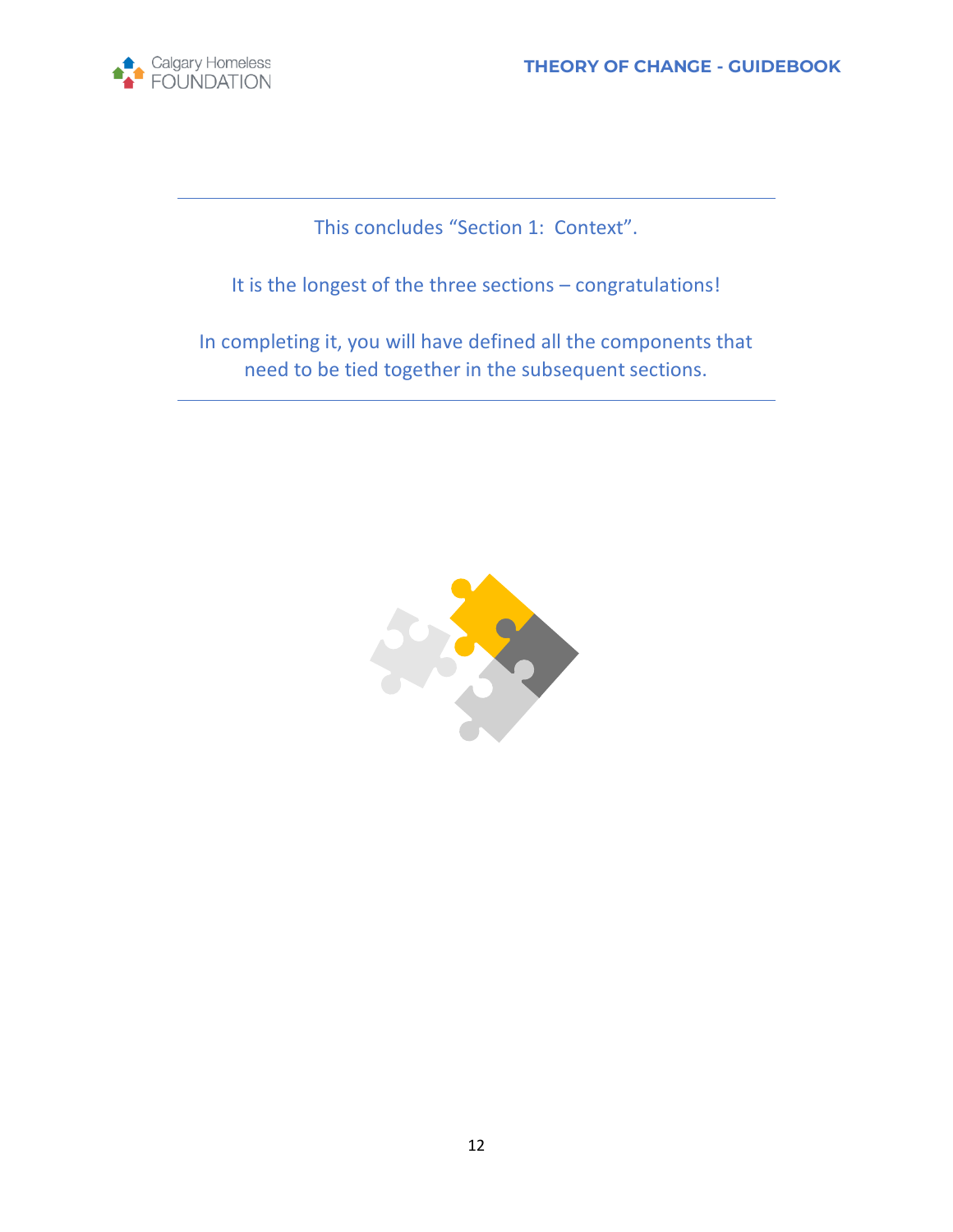---

This concludes “Section 1: Context”.

It is the longest of the three sections – congratulations!

In completing it, you will have defined all the components that need to be tied together in the subsequent sections.

---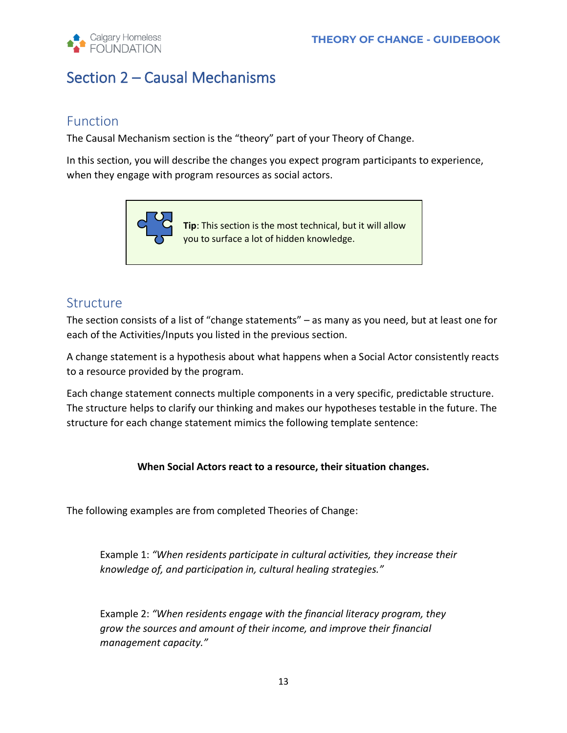# Section 2 – Causal Mechanisms

## Function

The Causal Mechanism section is the "theory" part of your Theory of Change.

In this section, you will describe the changes you expect program participants to experience, when they engage with program resources as social actors.

> **Tip**: This section is the most technical, but it will allow you to surface a lot of hidden knowledge.

## Structure

The section consists of a list of "change statements" – as many as you need, but at least one for each of the Activities/Inputs you listed in the previous section.

A change statement is a hypothesis about what happens when a Social Actor consistently reacts to a resource provided by the program.

Each change statement connects multiple components in a very specific, predictable structure. The structure helps to clarify our thinking and makes our hypotheses testable in the future. The structure for each change statement mimics the following template sentence:

**When Social Actors react to a resource, their situation changes.**

The following examples are from completed Theories of Change:

Example 1: *"When residents participate in cultural activities, they increase their knowledge of, and participation in, cultural healing strategies."*

Example 2: *"When residents engage with the financial literacy program, they grow the sources and amount of their income, and improve their financial management capacity."*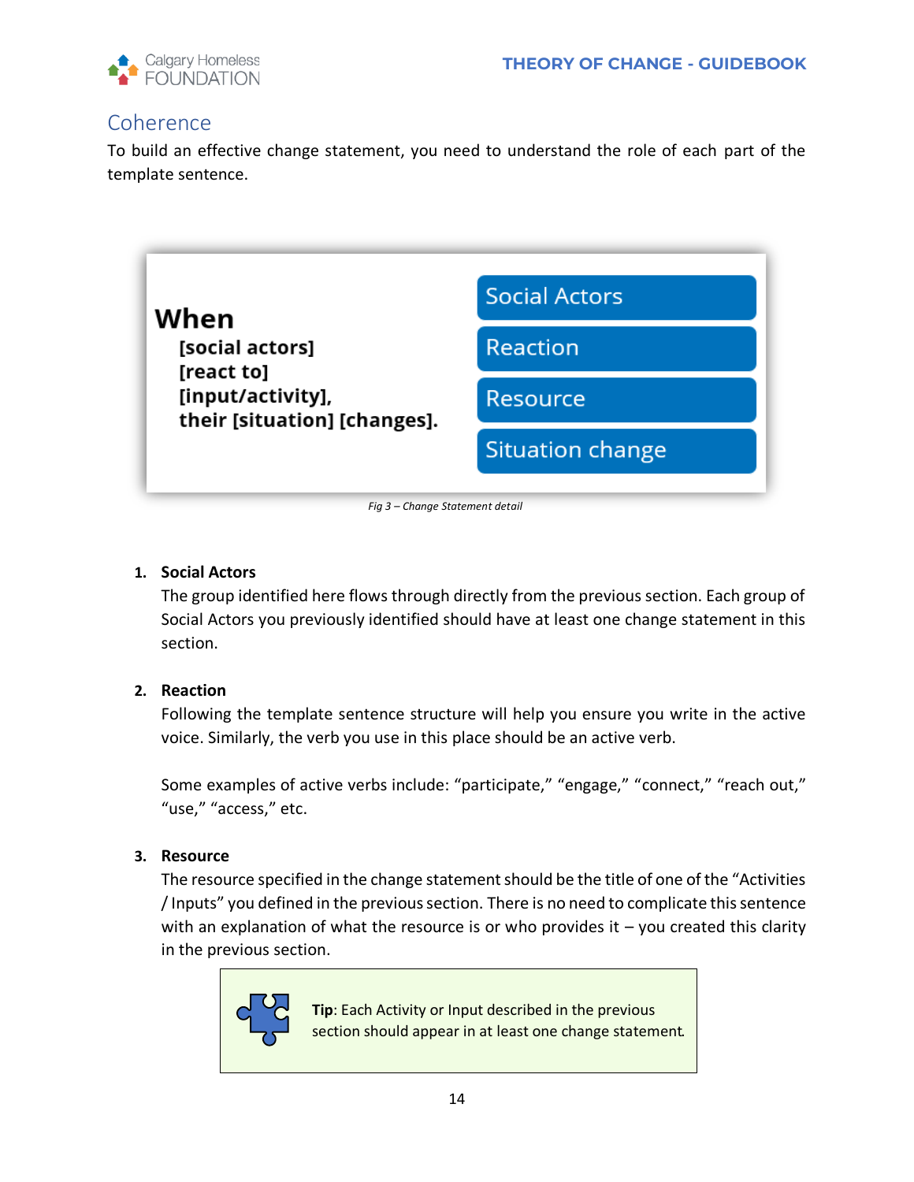## Coherence

To build an effective change statement, you need to understand the role of each part of the template sentence.

**When**
**[social actors]**
**[react to]**
**[input/activity],**
**their [situation] [changes].**

Social Actors
Reaction
Resource
Situation change

*Fig 3 – Change Statement detail*

1. **Social Actors**
   The group identified here flows through directly from the previous section. Each group of Social Actors you previously identified should have at least one change statement in this section.

2. **Reaction**
   Following the template sentence structure will help you ensure you write in the active voice. Similarly, the verb you use in this place should be an active verb.

   Some examples of active verbs include: "participate," "engage," "connect," "reach out," "use," "access," etc.

3. **Resource**
   The resource specified in the change statement should be the title of one of the "Activities / Inputs" you defined in the previous section. There is no need to complicate this sentence with an explanation of what the resource is or who provides it – you created this clarity in the previous section.

> **Tip**: Each Activity or Input described in the previous section should appear in at least one change statement.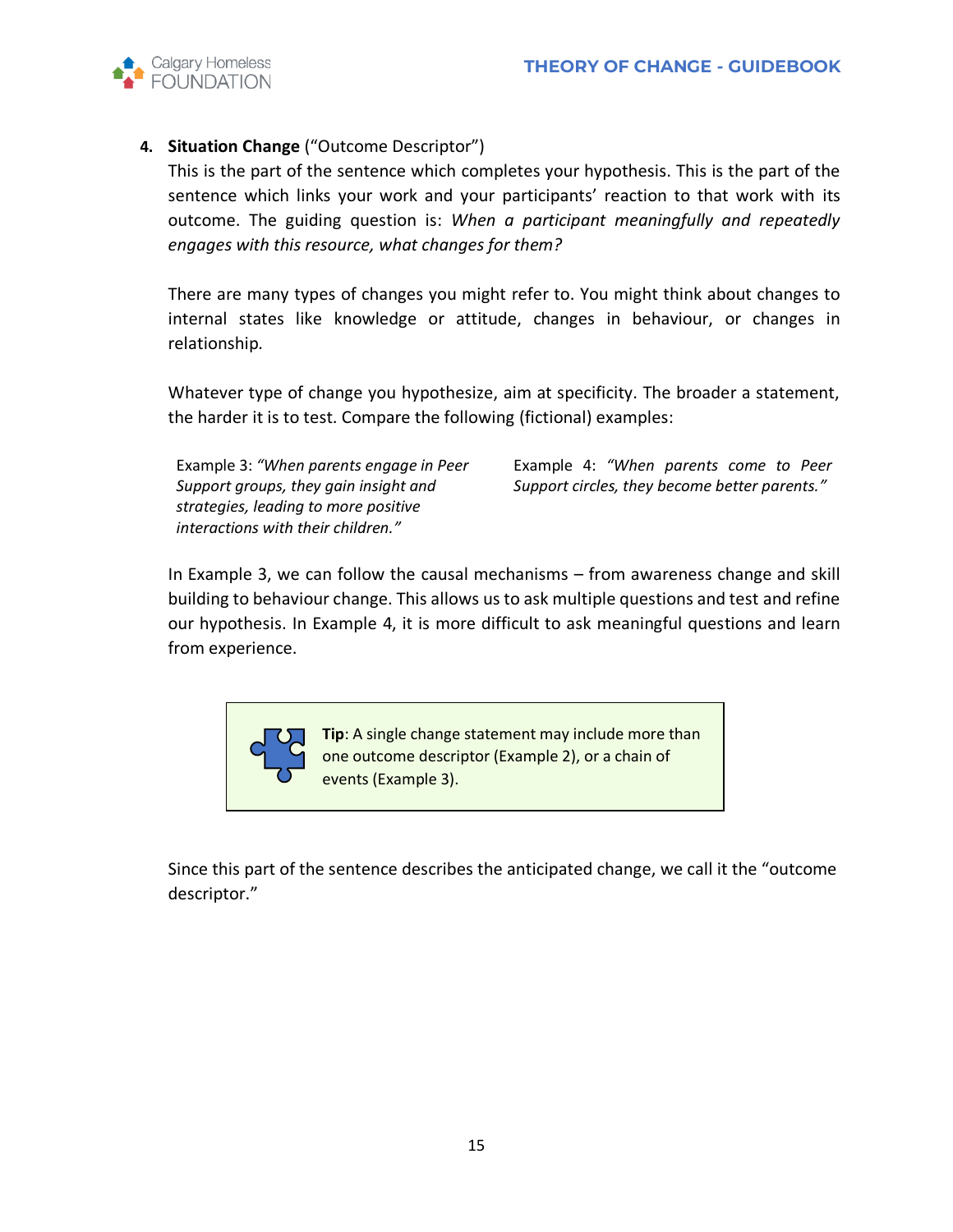4. **Situation Change** ("Outcome Descriptor")

   This is the part of the sentence which completes your hypothesis. This is the part of the sentence which links your work and your participants' reaction to that work with its outcome. The guiding question is: *When a participant meaningfully and repeatedly engages with this resource, what changes for them?*

   There are many types of changes you might refer to. You might think about changes to internal states like knowledge or attitude, changes in behaviour, or changes in relationship.

   Whatever type of change you hypothesize, aim at specificity. The broader a statement, the harder it is to test. Compare the following (fictional) examples:

   Example 3: *"When parents engage in Peer Support groups, they gain insight and strategies, leading to more positive interactions with their children."*

   Example 4: *"When parents come to Peer Support circles, they become better parents."*

   In Example 3, we can follow the causal mechanisms – from awareness change and skill building to behaviour change. This allows us to ask multiple questions and test and refine our hypothesis. In Example 4, it is more difficult to ask meaningful questions and learn from experience.

   > **Tip**: A single change statement may include more than one outcome descriptor (Example 2), or a chain of events (Example 3).

   Since this part of the sentence describes the anticipated change, we call it the "outcome descriptor."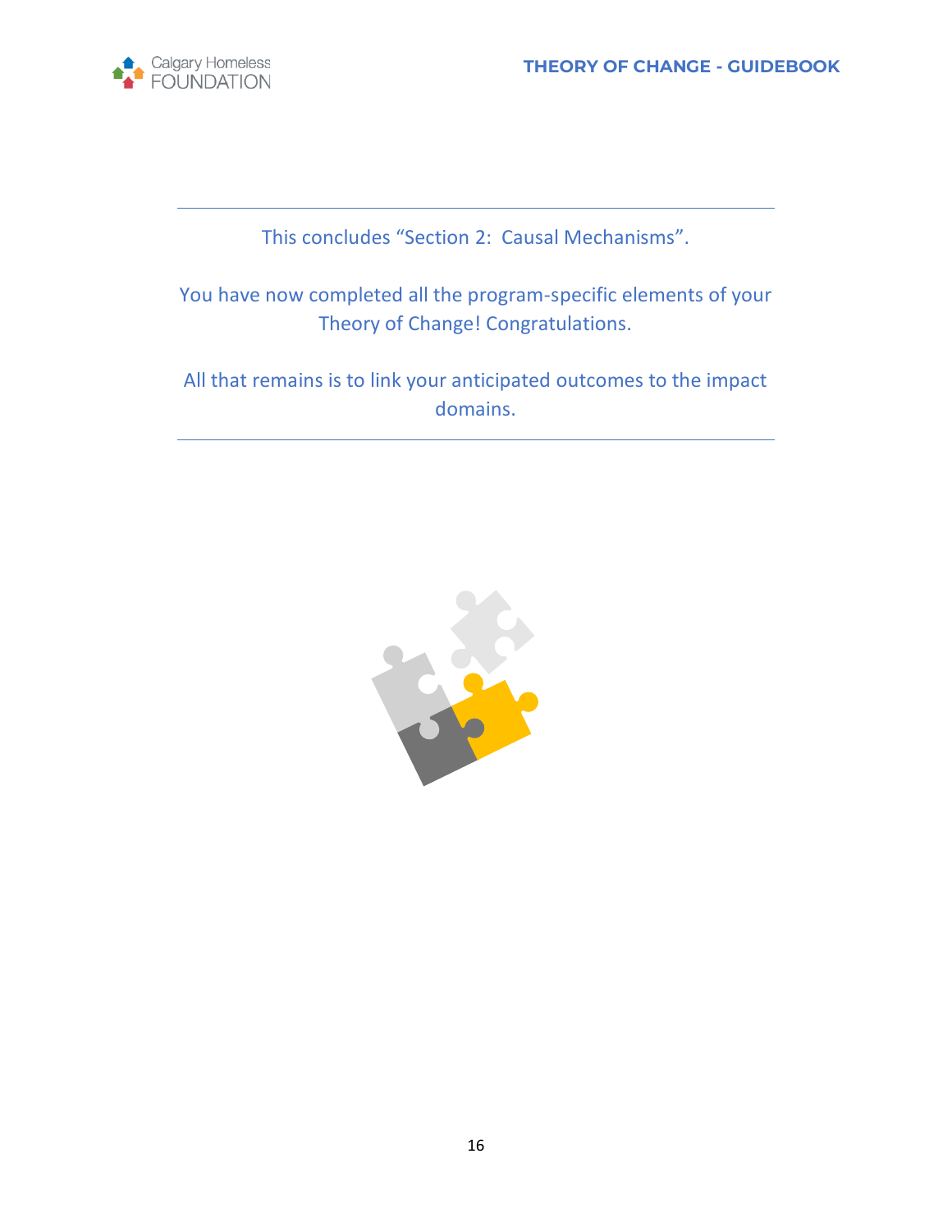---

This concludes “Section 2: Causal Mechanisms”.

You have now completed all the program-specific elements of your Theory of Change! Congratulations.

All that remains is to link your anticipated outcomes to the impact domains.

---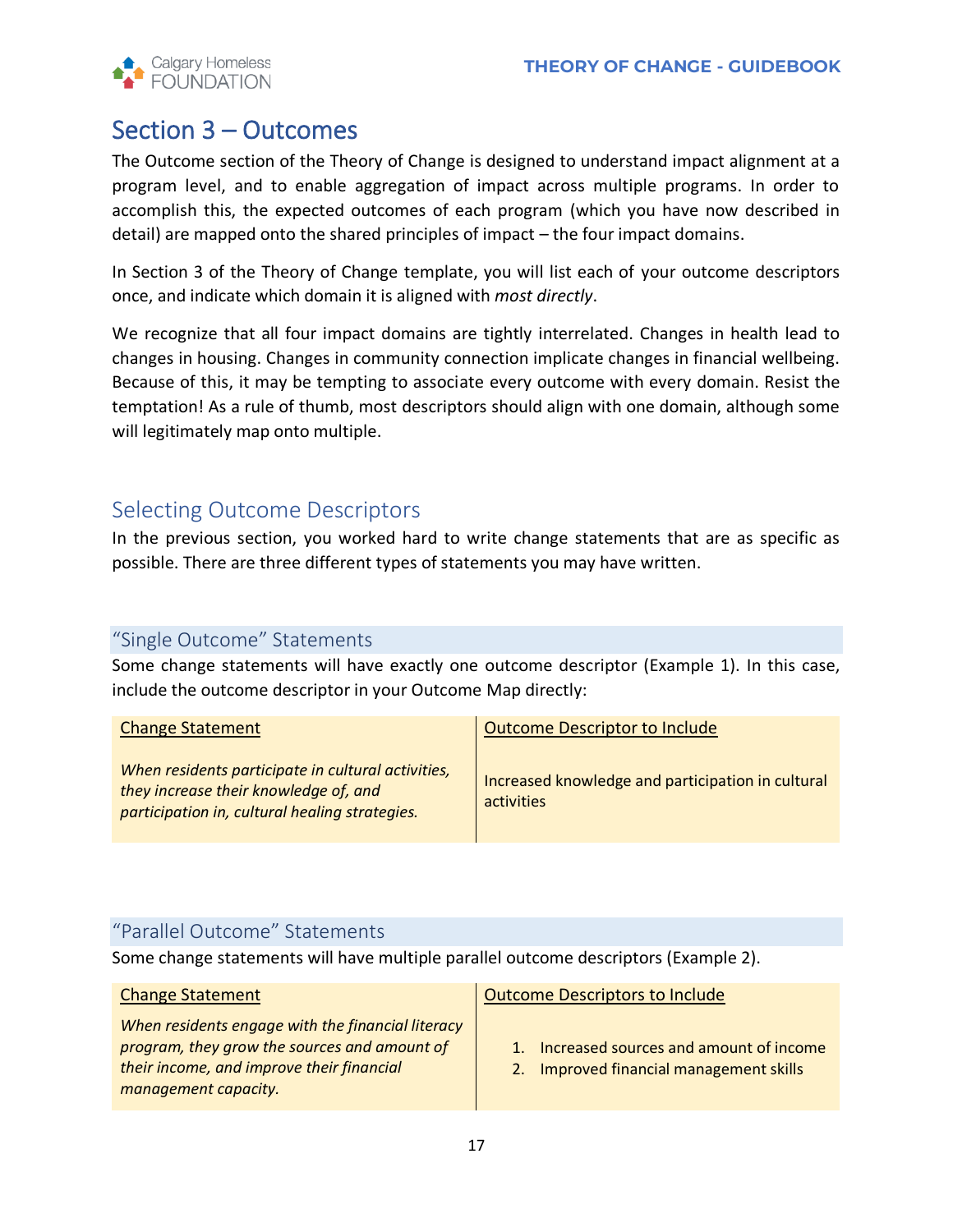# Section 3 – Outcomes

The Outcome section of the Theory of Change is designed to understand impact alignment at a program level, and to enable aggregation of impact across multiple programs. In order to accomplish this, the expected outcomes of each program (which you have now described in detail) are mapped onto the shared principles of impact – the four impact domains.

In Section 3 of the Theory of Change template, you will list each of your outcome descriptors once, and indicate which domain it is aligned with *most directly*.

We recognize that all four impact domains are tightly interrelated. Changes in health lead to changes in housing. Changes in community connection implicate changes in financial wellbeing. Because of this, it may be tempting to associate every outcome with every domain. Resist the temptation! As a rule of thumb, most descriptors should align with one domain, although some will legitimately map onto multiple.

## Selecting Outcome Descriptors

In the previous section, you worked hard to write change statements that are as specific as possible. There are three different types of statements you may have written.

### "Single Outcome" Statements

Some change statements will have exactly one outcome descriptor (Example 1). In this case, include the outcome descriptor in your Outcome Map directly:

| Change Statement | Outcome Descriptor to Include |
|---|---|
| *When residents participate in cultural activities, they increase their knowledge of, and participation in, cultural healing strategies.* | Increased knowledge and participation in cultural activities |

### "Parallel Outcome" Statements

Some change statements will have multiple parallel outcome descriptors (Example 2).

| Change Statement | Outcome Descriptors to Include |
|---|---|
| *When residents engage with the financial literacy program, they grow the sources and amount of their income, and improve their financial management capacity.* | 1. Increased sources and amount of income<br>2. Improved financial management skills |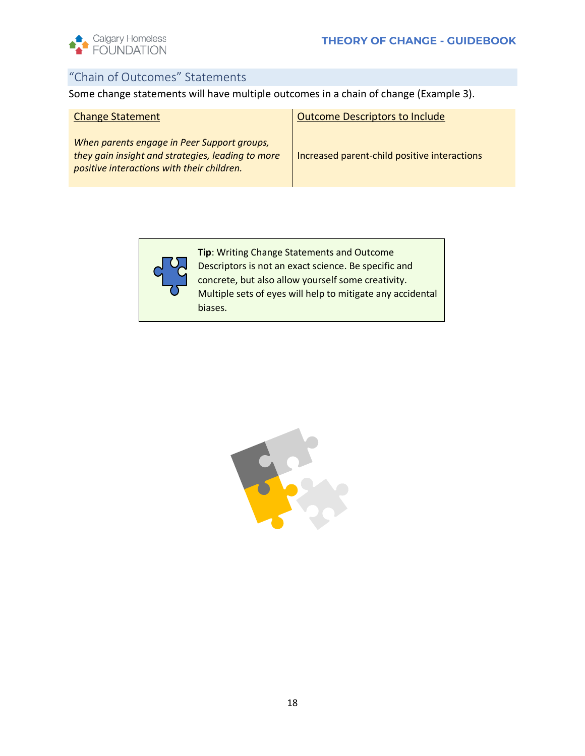## "Chain of Outcomes" Statements

Some change statements will have multiple outcomes in a chain of change (Example 3).

| Change Statement | Outcome Descriptors to Include |
| --- | --- |
| *When parents engage in Peer Support groups, they gain insight and strategies, leading to more positive interactions with their children.* | Increased parent-child positive interactions |

**Tip**: Writing Change Statements and Outcome Descriptors is not an exact science. Be specific and concrete, but also allow yourself some creativity. Multiple sets of eyes will help to mitigate any accidental biases.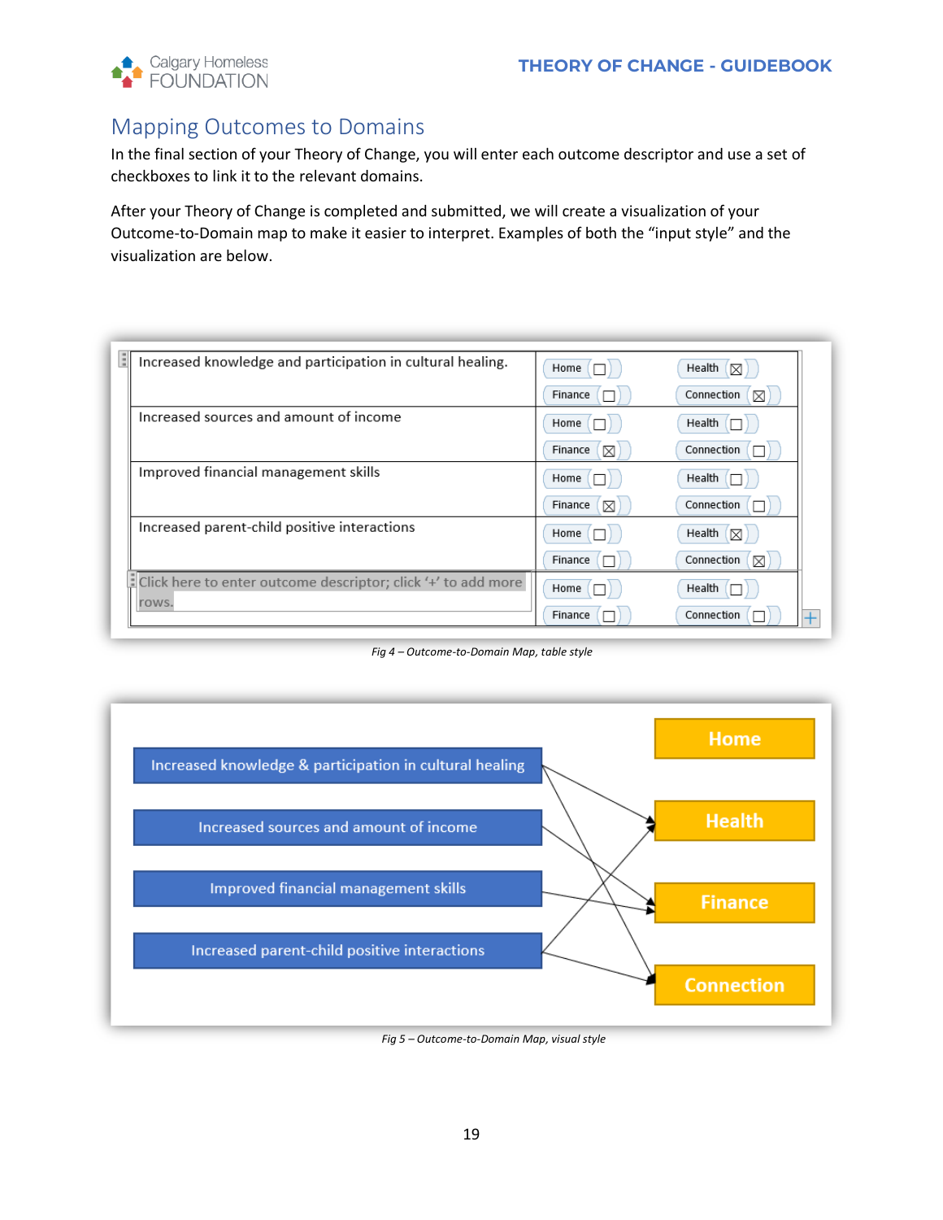## Mapping Outcomes to Domains

In the final section of your Theory of Change, you will enter each outcome descriptor and use a set of checkboxes to link it to the relevant domains.

After your Theory of Change is completed and submitted, we will create a visualization of your Outcome-to-Domain map to make it easier to interpret. Examples of both the "input style" and the visualization are below.

| Outcome | Home | Finance | Health | Connection |
|---|---|---|---|---|
| Increased knowledge and participation in cultural healing. | ☐ | ☐ | ☒ | ☒ |
| Increased sources and amount of income | ☐ | ☒ | ☐ | ☐ |
| Improved financial management skills | ☐ | ☒ | ☐ | ☐ |
| Increased parent-child positive interactions | ☐ | ☐ | ☒ | ☒ |
| Click here to enter outcome descriptor; click '+' to add more rows. | ☐ | ☐ | ☐ | ☐ |

*Fig 4 – Outcome-to-Domain Map, table style*

Increased knowledge & participation in cultural healing → Health, Connection
Increased sources and amount of income → Finance
Improved financial management skills → Finance
Increased parent-child positive interactions → Health, Connection

Domains: Home, Health, Finance, Connection

*Fig 5 – Outcome-to-Domain Map, visual style*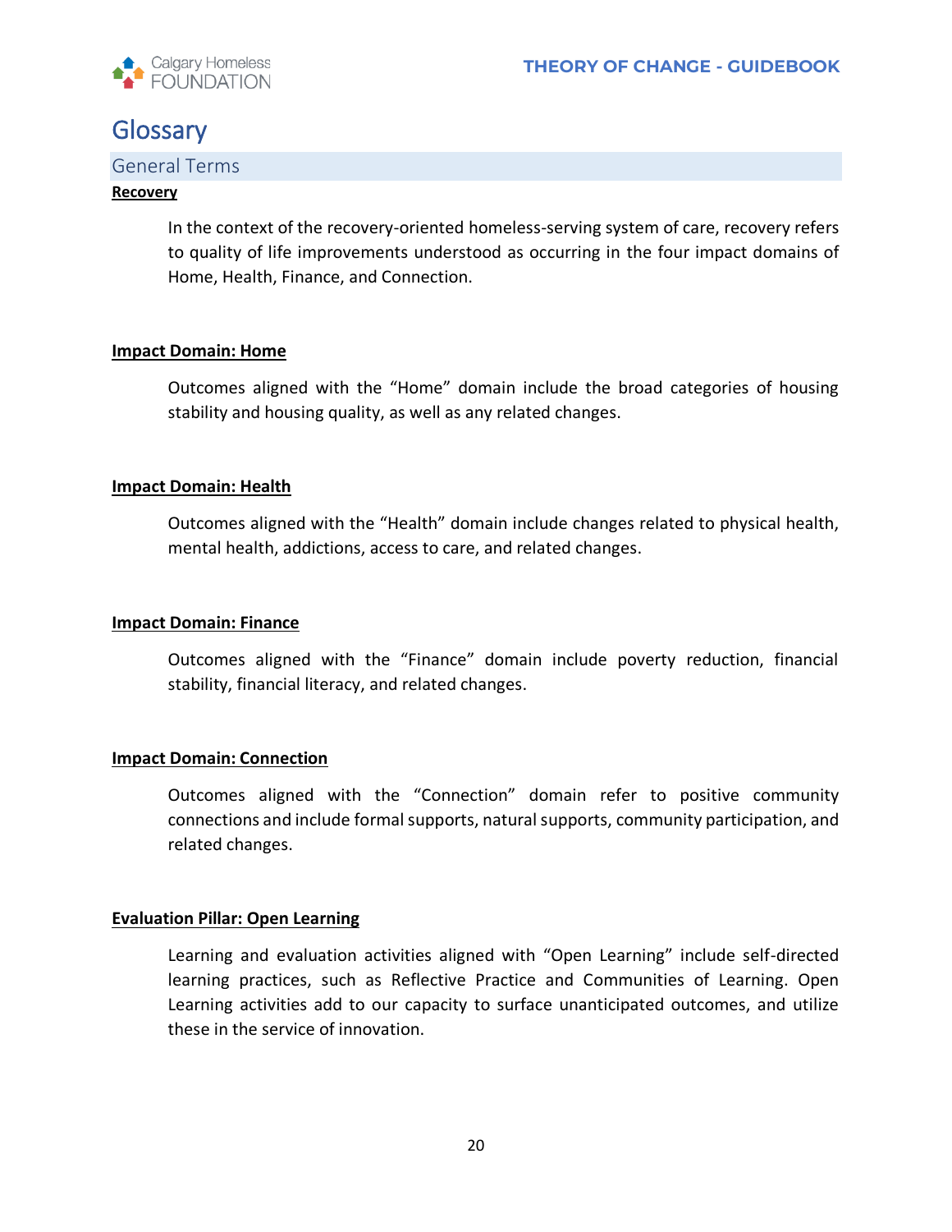# Glossary

## General Terms

**Recovery**

In the context of the recovery-oriented homeless-serving system of care, recovery refers to quality of life improvements understood as occurring in the four impact domains of Home, Health, Finance, and Connection.

**Impact Domain: Home**

Outcomes aligned with the "Home" domain include the broad categories of housing stability and housing quality, as well as any related changes.

**Impact Domain: Health**

Outcomes aligned with the "Health" domain include changes related to physical health, mental health, addictions, access to care, and related changes.

**Impact Domain: Finance**

Outcomes aligned with the "Finance" domain include poverty reduction, financial stability, financial literacy, and related changes.

**Impact Domain: Connection**

Outcomes aligned with the "Connection" domain refer to positive community connections and include formal supports, natural supports, community participation, and related changes.

**Evaluation Pillar: Open Learning**

Learning and evaluation activities aligned with "Open Learning" include self-directed learning practices, such as Reflective Practice and Communities of Learning. Open Learning activities add to our capacity to surface unanticipated outcomes, and utilize these in the service of innovation.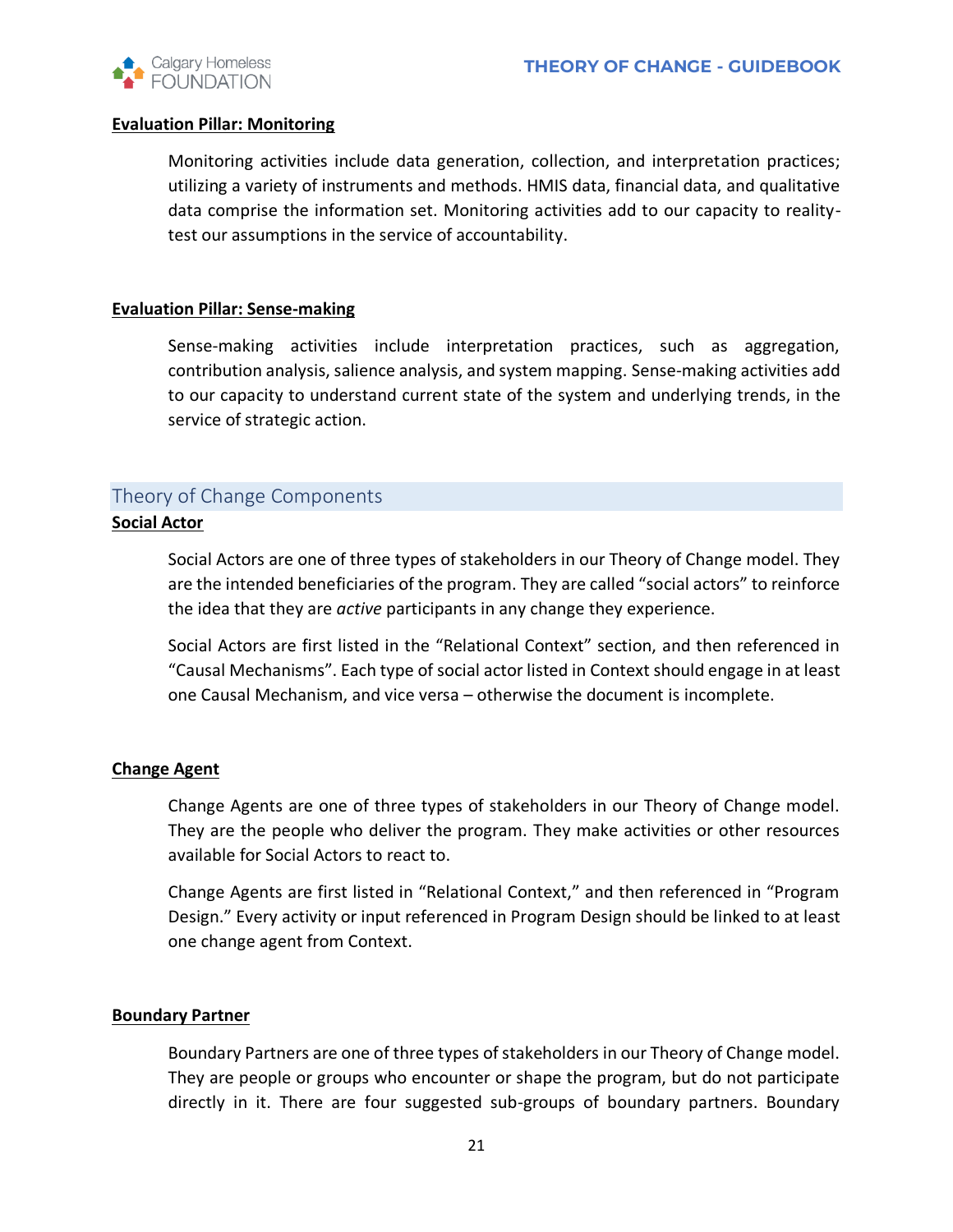**Evaluation Pillar: Monitoring**

Monitoring activities include data generation, collection, and interpretation practices; utilizing a variety of instruments and methods. HMIS data, financial data, and qualitative data comprise the information set. Monitoring activities add to our capacity to reality-test our assumptions in the service of accountability.

**Evaluation Pillar: Sense-making**

Sense-making activities include interpretation practices, such as aggregation, contribution analysis, salience analysis, and system mapping. Sense-making activities add to our capacity to understand current state of the system and underlying trends, in the service of strategic action.

## Theory of Change Components

**Social Actor**

Social Actors are one of three types of stakeholders in our Theory of Change model. They are the intended beneficiaries of the program. They are called "social actors" to reinforce the idea that they are *active* participants in any change they experience.

Social Actors are first listed in the "Relational Context" section, and then referenced in "Causal Mechanisms". Each type of social actor listed in Context should engage in at least one Causal Mechanism, and vice versa – otherwise the document is incomplete.

**Change Agent**

Change Agents are one of three types of stakeholders in our Theory of Change model. They are the people who deliver the program. They make activities or other resources available for Social Actors to react to.

Change Agents are first listed in "Relational Context," and then referenced in "Program Design." Every activity or input referenced in Program Design should be linked to at least one change agent from Context.

**Boundary Partner**

Boundary Partners are one of three types of stakeholders in our Theory of Change model. They are people or groups who encounter or shape the program, but do not participate directly in it. There are four suggested sub-groups of boundary partners. Boundary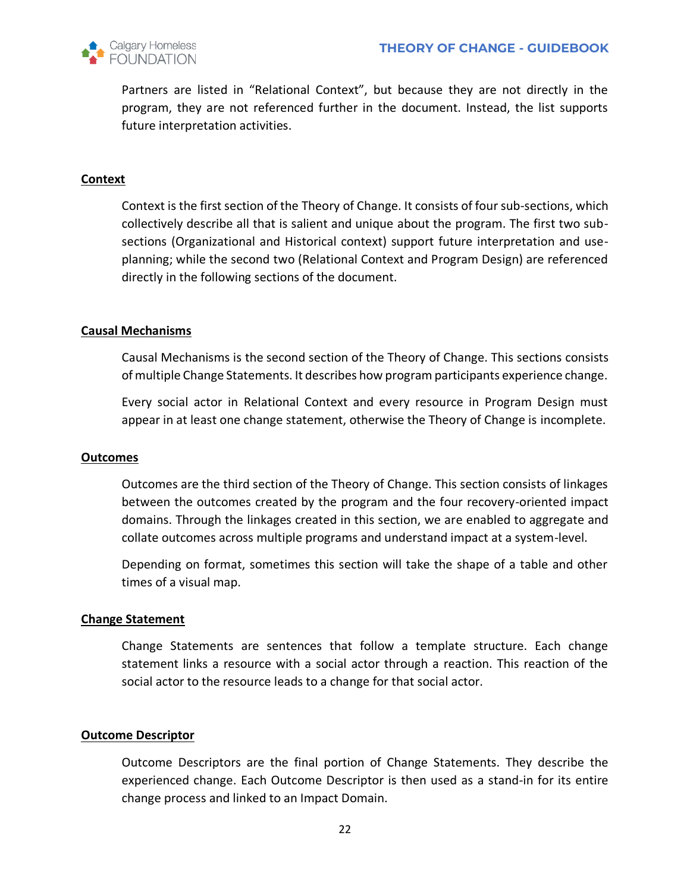Partners are listed in "Relational Context", but because they are not directly in the program, they are not referenced further in the document. Instead, the list supports future interpretation activities.

**Context**

Context is the first section of the Theory of Change. It consists of four sub-sections, which collectively describe all that is salient and unique about the program. The first two sub-sections (Organizational and Historical context) support future interpretation and use-planning; while the second two (Relational Context and Program Design) are referenced directly in the following sections of the document.

**Causal Mechanisms**

Causal Mechanisms is the second section of the Theory of Change. This sections consists of multiple Change Statements. It describes how program participants experience change.

Every social actor in Relational Context and every resource in Program Design must appear in at least one change statement, otherwise the Theory of Change is incomplete.

**Outcomes**

Outcomes are the third section of the Theory of Change. This section consists of linkages between the outcomes created by the program and the four recovery-oriented impact domains. Through the linkages created in this section, we are enabled to aggregate and collate outcomes across multiple programs and understand impact at a system-level.

Depending on format, sometimes this section will take the shape of a table and other times of a visual map.

**Change Statement**

Change Statements are sentences that follow a template structure. Each change statement links a resource with a social actor through a reaction. This reaction of the social actor to the resource leads to a change for that social actor.

**Outcome Descriptor**

Outcome Descriptors are the final portion of Change Statements. They describe the experienced change. Each Outcome Descriptor is then used as a stand-in for its entire change process and linked to an Impact Domain.